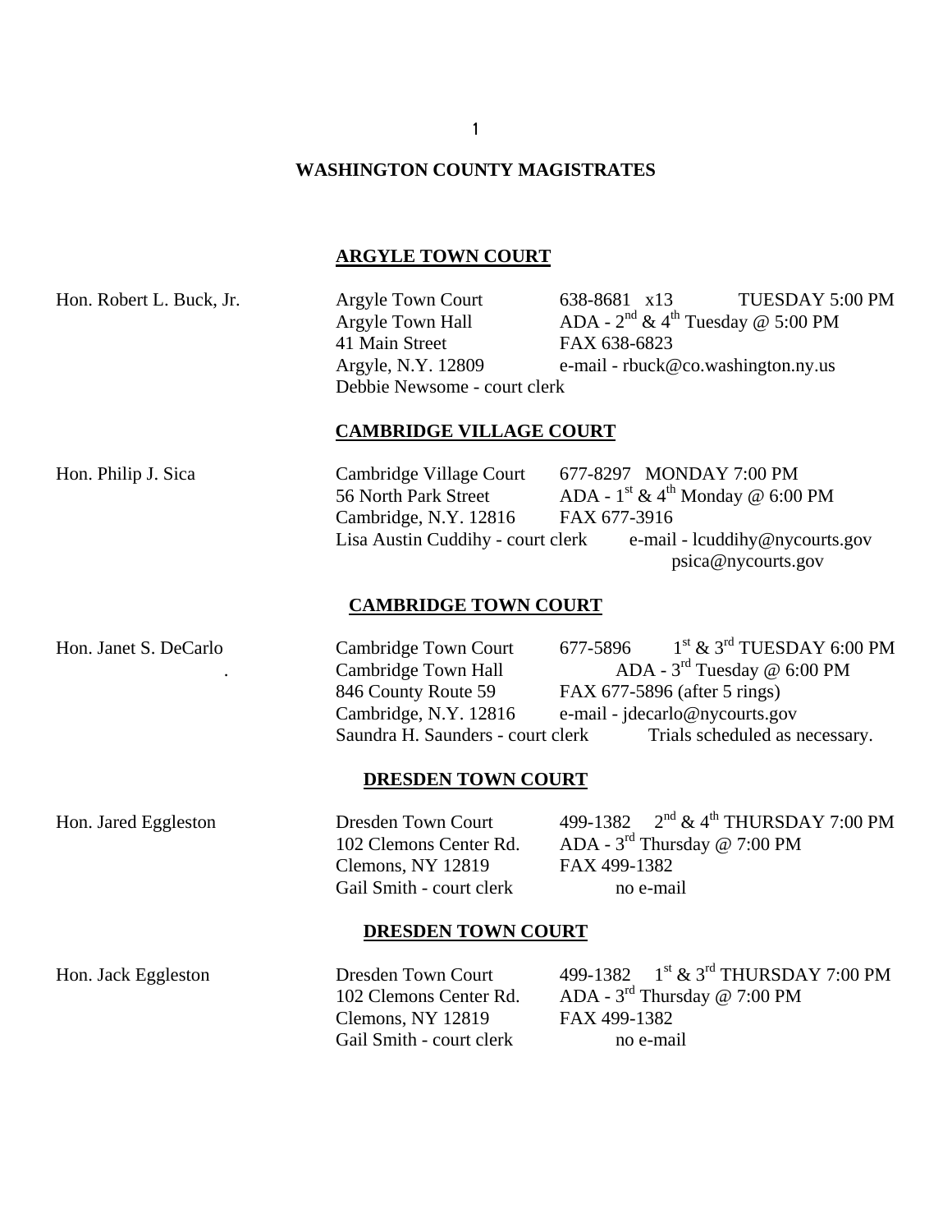# WASHINGTON COUNTY MAGISTRATES

## ARGYLE TOWN COURT

Hon. Robert L. Buck, Jr.

Argyle Town Court
Argyle Town Hall
41 Main Street
Argyle, N.Y. 12809
Debbie Newsome - court clerk

638-8681 x13 TUESDAY 5:00 PM
ADA - 2nd & 4th Tuesday @ 5:00 PM
FAX 638-6823
e-mail - rbuck@co.washington.ny.us

## CAMBRIDGE VILLAGE COURT

Hon. Philip J. Sica

Cambridge Village Court
56 North Park Street
Cambridge, N.Y. 12816
Lisa Austin Cuddihy - court clerk

677-8297 MONDAY 7:00 PM
ADA - 1st & 4th Monday @ 6:00 PM
FAX 677-3916
e-mail - lcuddihy@nycourts.gov
psica@nycourts.gov

## CAMBRIDGE TOWN COURT

Hon. Janet S. DeCarlo

Cambridge Town Court
Cambridge Town Hall
846 County Route 59
Cambridge, N.Y. 12816
Saundra H. Saunders - court clerk

677-5896 1st & 3rd TUESDAY 6:00 PM
ADA - 3rd Tuesday @ 6:00 PM
FAX 677-5896 (after 5 rings)
e-mail - jdecarlo@nycourts.gov
Trials scheduled as necessary.

## DRESDEN TOWN COURT

Hon. Jared Eggleston

Dresden Town Court
102 Clemons Center Rd.
Clemons, NY 12819
Gail Smith - court clerk

499-1382 2nd & 4th THURSDAY 7:00 PM
ADA - 3rd Thursday @ 7:00 PM
FAX 499-1382
no e-mail

## DRESDEN TOWN COURT

Hon. Jack Eggleston

Dresden Town Court
102 Clemons Center Rd.
Clemons, NY 12819
Gail Smith - court clerk

499-1382 1st & 3rd THURSDAY 7:00 PM
ADA - 3rd Thursday @ 7:00 PM
FAX 499-1382
no e-mail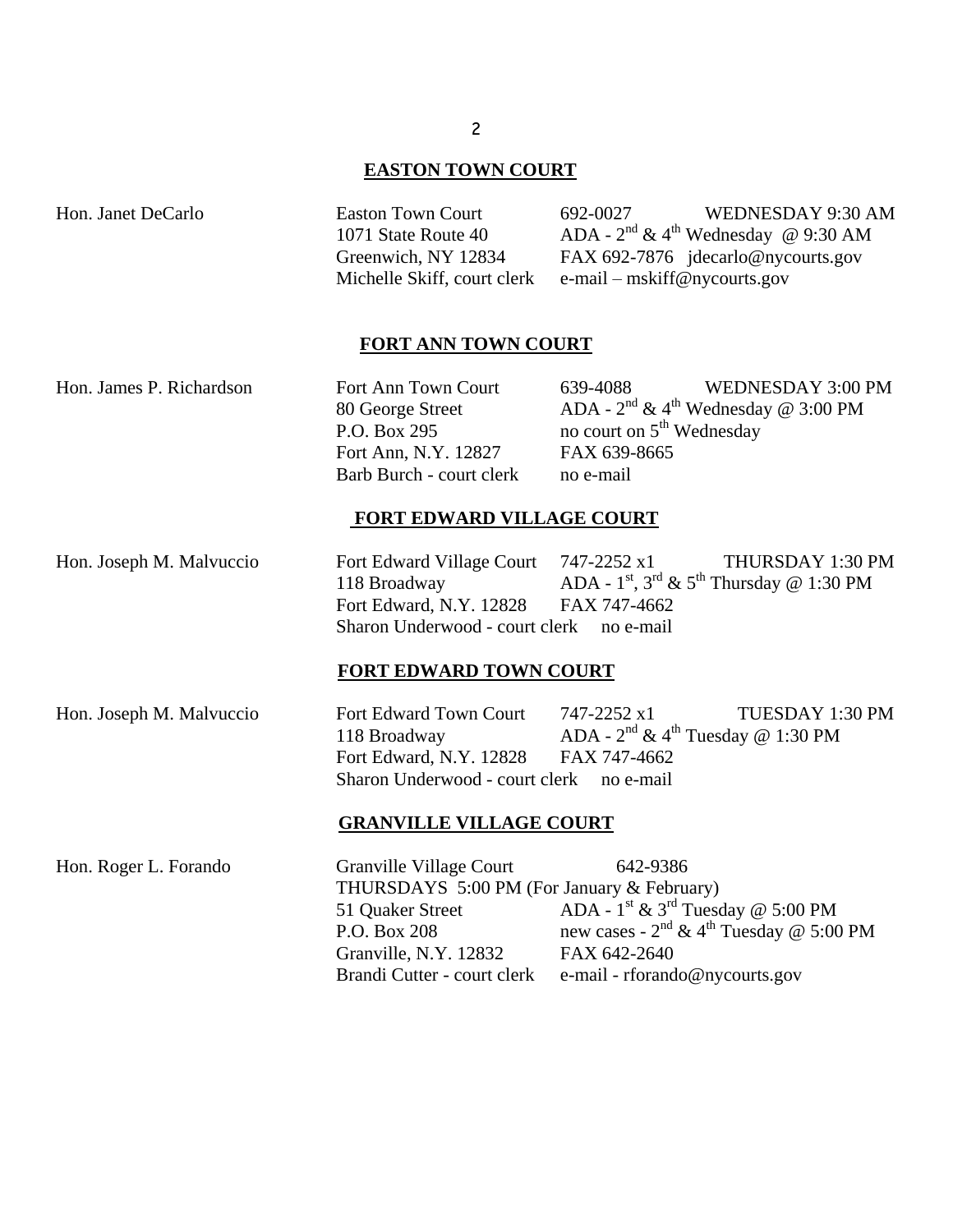## EASTON TOWN COURT

Hon. Janet DeCarlo

Easton Town Court
1071 State Route 40
Greenwich, NY 12834
Michelle Skiff, court clerk

692-0027 WEDNESDAY 9:30 AM
ADA - 2nd & 4th Wednesday @ 9:30 AM
FAX 692-7876 jdecarlo@nycourts.gov
e-mail – mskiff@nycourts.gov

## FORT ANN TOWN COURT

Hon. James P. Richardson

Fort Ann Town Court
80 George Street
P.O. Box 295
Fort Ann, N.Y. 12827
Barb Burch - court clerk

639-4088 WEDNESDAY 3:00 PM
ADA - 2nd & 4th Wednesday @ 3:00 PM
no court on 5th Wednesday
FAX 639-8665
no e-mail

## FORT EDWARD VILLAGE COURT

Hon. Joseph M. Malvuccio

Fort Edward Village Court
118 Broadway
Fort Edward, N.Y. 12828
Sharon Underwood - court clerk

747-2252 x1 THURSDAY 1:30 PM
ADA - 1st, 3rd & 5th Thursday @ 1:30 PM
FAX 747-4662
no e-mail

## FORT EDWARD TOWN COURT

Hon. Joseph M. Malvuccio

Fort Edward Town Court
118 Broadway
Fort Edward, N.Y. 12828
Sharon Underwood - court clerk

747-2252 x1 TUESDAY 1:30 PM
ADA - 2nd & 4th Tuesday @ 1:30 PM
FAX 747-4662
no e-mail

## GRANVILLE VILLAGE COURT

Hon. Roger L. Forando

Granville Village Court 642-9386
THURSDAYS 5:00 PM (For January & February)
51 Quaker Street
P.O. Box 208
Granville, N.Y. 12832
Brandi Cutter - court clerk

ADA - 1st & 3rd Tuesday @ 5:00 PM
new cases - 2nd & 4th Tuesday @ 5:00 PM
FAX 642-2640
e-mail - rforando@nycourts.gov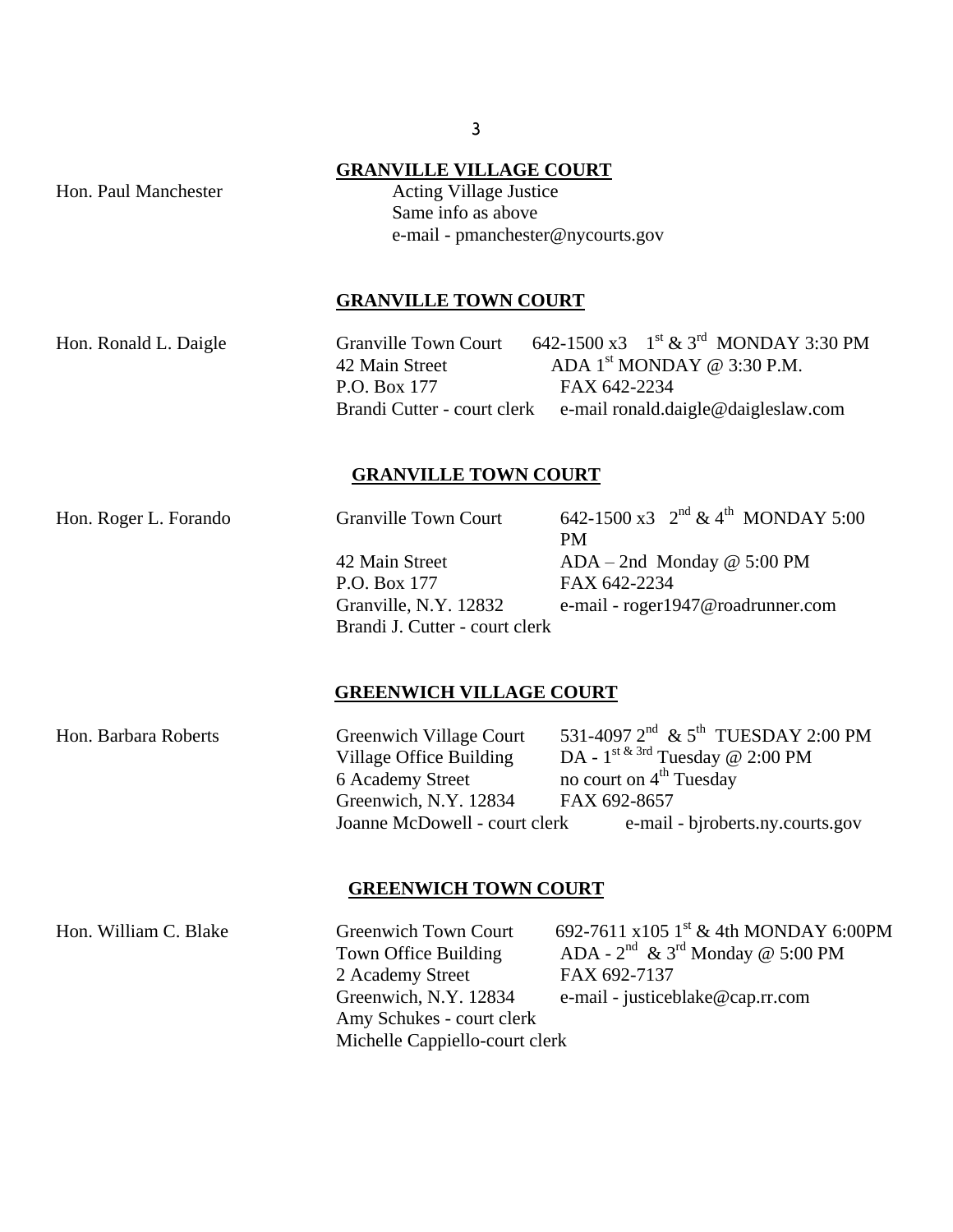## GRANVILLE VILLAGE COURT

| | |
|---|---|
| Hon. Paul Manchester | Acting Village Justice<br>Same info as above<br>e-mail - pmanchester@nycourts.gov |

## GRANVILLE TOWN COURT

| | | |
|---|---|---|
| Hon. Ronald L. Daigle | Granville Town Court | 642-1500 x3 1st & 3rd MONDAY 3:30 PM |
| | 42 Main Street | ADA 1st MONDAY @ 3:30 P.M. |
| | P.O. Box 177 | FAX 642-2234 |
| | Brandi Cutter - court clerk | e-mail ronald.daigle@daigleslaw.com |

## GRANVILLE TOWN COURT

| | | |
|---|---|---|
| Hon. Roger L. Forando | Granville Town Court | 642-1500 x3 2nd & 4th MONDAY 5:00 PM |
| | 42 Main Street | ADA – 2nd Monday @ 5:00 PM |
| | P.O. Box 177 | FAX 642-2234 |
| | Granville, N.Y. 12832 | e-mail - roger1947@roadrunner.com |
| | Brandi J. Cutter - court clerk | |

## GREENWICH VILLAGE COURT

| | | |
|---|---|---|
| Hon. Barbara Roberts | Greenwich Village Court | 531-4097 2nd & 5th TUESDAY 2:00 PM |
| | Village Office Building | DA - 1st & 3rd Tuesday @ 2:00 PM |
| | 6 Academy Street | no court on 4th Tuesday |
| | Greenwich, N.Y. 12834 | FAX 692-8657 |
| | Joanne McDowell - court clerk | e-mail - bjroberts.ny.courts.gov |

## GREENWICH TOWN COURT

| | | |
|---|---|---|
| Hon. William C. Blake | Greenwich Town Court | 692-7611 x105 1st & 4th MONDAY 6:00PM |
| | Town Office Building | ADA - 2nd & 3rd Monday @ 5:00 PM |
| | 2 Academy Street | FAX 692-7137 |
| | Greenwich, N.Y. 12834 | e-mail - justiceblake@cap.rr.com |
| | Amy Schukes - court clerk | |
| | Michelle Cappiello-court clerk | |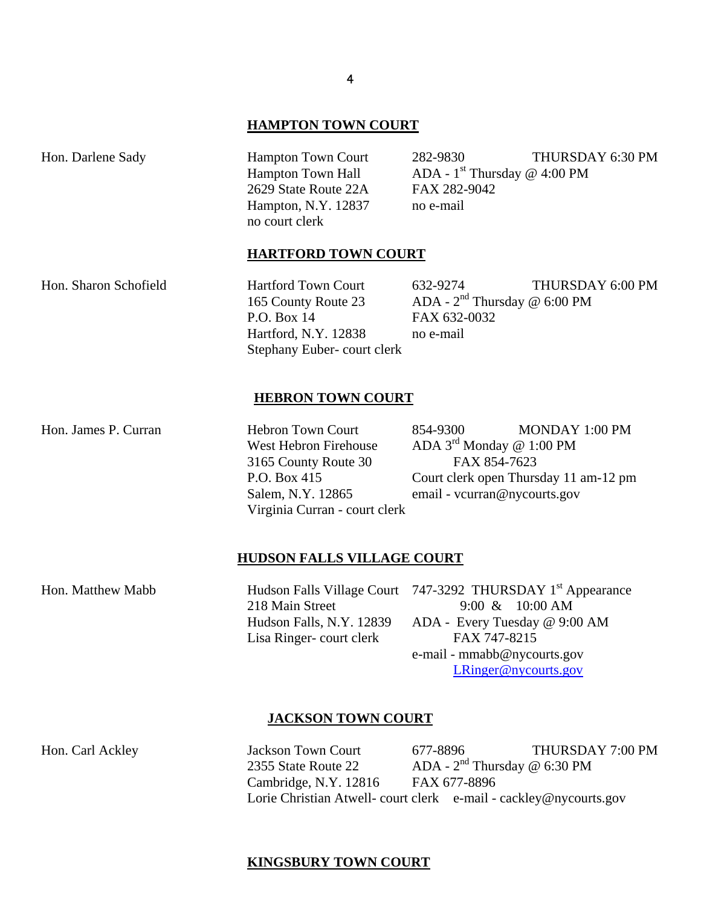## HAMPTON TOWN COURT

Hon. Darlene Sady

Hampton Town Court
Hampton Town Hall
2629 State Route 22A
Hampton, N.Y. 12837
no court clerk

282-9830 THURSDAY 6:30 PM
ADA - 1st Thursday @ 4:00 PM
FAX 282-9042
no e-mail

## HARTFORD TOWN COURT

Hon. Sharon Schofield

Hartford Town Court
165 County Route 23
P.O. Box 14
Hartford, N.Y. 12838
Stephany Euber- court clerk

632-9274 THURSDAY 6:00 PM
ADA - 2nd Thursday @ 6:00 PM
FAX 632-0032
no e-mail

## HEBRON TOWN COURT

Hon. James P. Curran

Hebron Town Court
West Hebron Firehouse
3165 County Route 30
P.O. Box 415
Salem, N.Y. 12865
Virginia Curran - court clerk

854-9300 MONDAY 1:00 PM
ADA 3rd Monday @ 1:00 PM
FAX 854-7623
Court clerk open Thursday 11 am-12 pm
email - vcurran@nycourts.gov

## HUDSON FALLS VILLAGE COURT

Hon. Matthew Mabb

Hudson Falls Village Court
218 Main Street
Hudson Falls, N.Y. 12839
Lisa Ringer- court clerk

747-3292 THURSDAY 1st Appearance
9:00 & 10:00 AM
ADA - Every Tuesday @ 9:00 AM
FAX 747-8215
e-mail - mmabb@nycourts.gov
LRinger@nycourts.gov

## JACKSON TOWN COURT

Hon. Carl Ackley

Jackson Town Court
2355 State Route 22
Cambridge, N.Y. 12816
Lorie Christian Atwell- court clerk

677-8896 THURSDAY 7:00 PM
ADA - 2nd Thursday @ 6:30 PM
FAX 677-8896
e-mail - cackley@nycourts.gov

## KINGSBURY TOWN COURT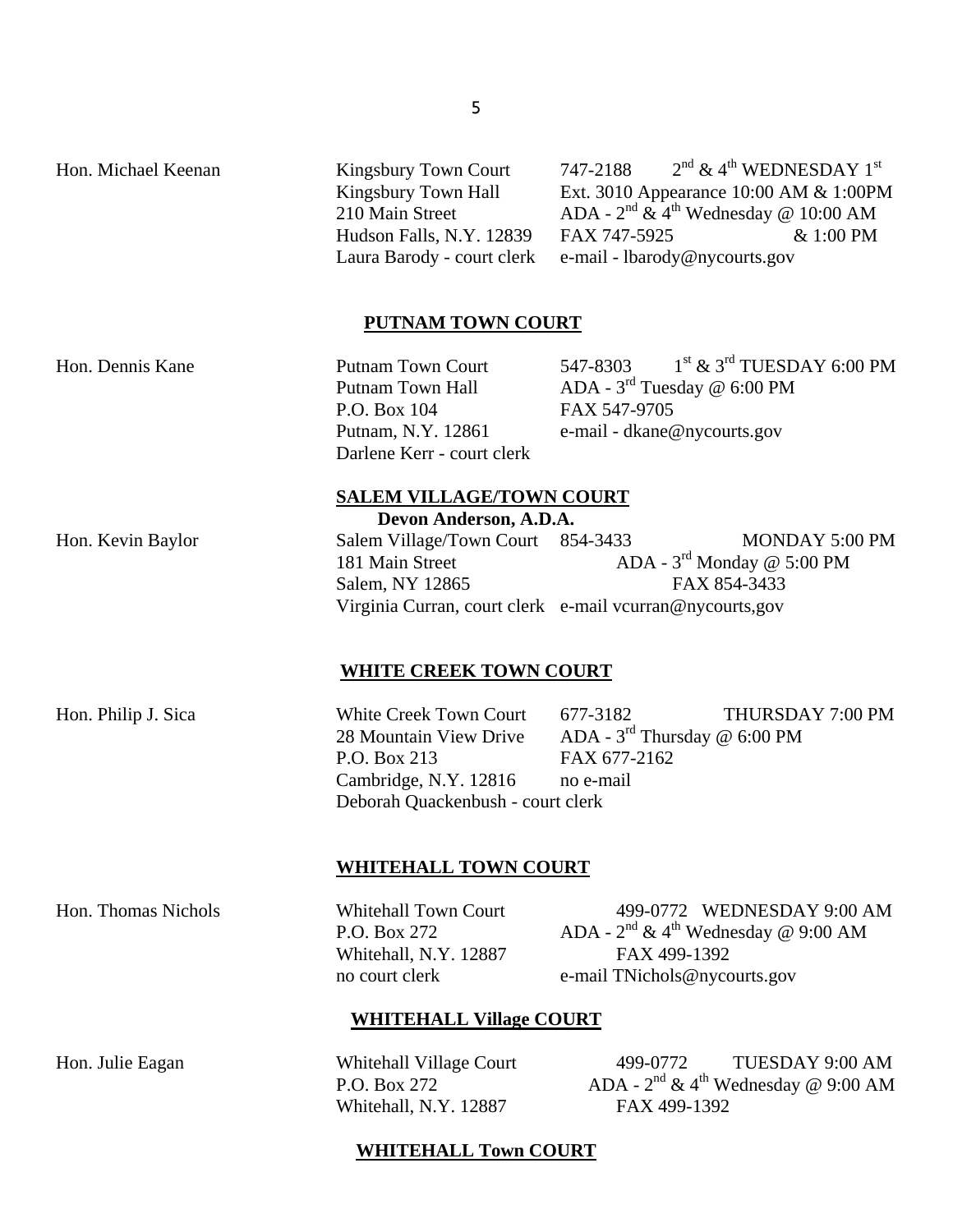Hon. Michael Keenan

Kingsbury Town Court
Kingsbury Town Hall
210 Main Street
Hudson Falls, N.Y. 12839
Laura Barody - court clerk

747-2188 — 2nd & 4th WEDNESDAY 1st
Ext. 3010 Appearance 10:00 AM & 1:00PM
ADA - 2nd & 4th Wednesday @ 10:00 AM & 1:00 PM
FAX 747-5925
e-mail - lbarody@nycourts.gov

## PUTNAM TOWN COURT

Hon. Dennis Kane

Putnam Town Court
Putnam Town Hall
P.O. Box 104
Putnam, N.Y. 12861
Darlene Kerr - court clerk

547-8303 — 1st & 3rd TUESDAY 6:00 PM
ADA - 3rd Tuesday @ 6:00 PM
FAX 547-9705
e-mail - dkane@nycourts.gov

## SALEM VILLAGE/TOWN COURT

**Devon Anderson, A.D.A.**

Hon. Kevin Baylor

Salem Village/Town Court
181 Main Street
Salem, NY 12865
Virginia Curran, court clerk

854-3433 — MONDAY 5:00 PM
ADA - 3rd Monday @ 5:00 PM
FAX 854-3433
e-mail vcurran@nycourts,gov

## WHITE CREEK TOWN COURT

Hon. Philip J. Sica

White Creek Town Court
28 Mountain View Drive
P.O. Box 213
Cambridge, N.Y. 12816
Deborah Quackenbush - court clerk

677-3182 — THURSDAY 7:00 PM
ADA - 3rd Thursday @ 6:00 PM
FAX 677-2162
no e-mail

## WHITEHALL TOWN COURT

Hon. Thomas Nichols

Whitehall Town Court
P.O. Box 272
Whitehall, N.Y. 12887
no court clerk

499-0772 — WEDNESDAY 9:00 AM
ADA - 2nd & 4th Wednesday @ 9:00 AM
FAX 499-1392
e-mail TNichols@nycourts.gov

## WHITEHALL Village COURT

Hon. Julie Eagan

Whitehall Village Court
P.O. Box 272
Whitehall, N.Y. 12887

499-0772 — TUESDAY 9:00 AM
ADA - 2nd & 4th Wednesday @ 9:00 AM
FAX 499-1392

## WHITEHALL Town COURT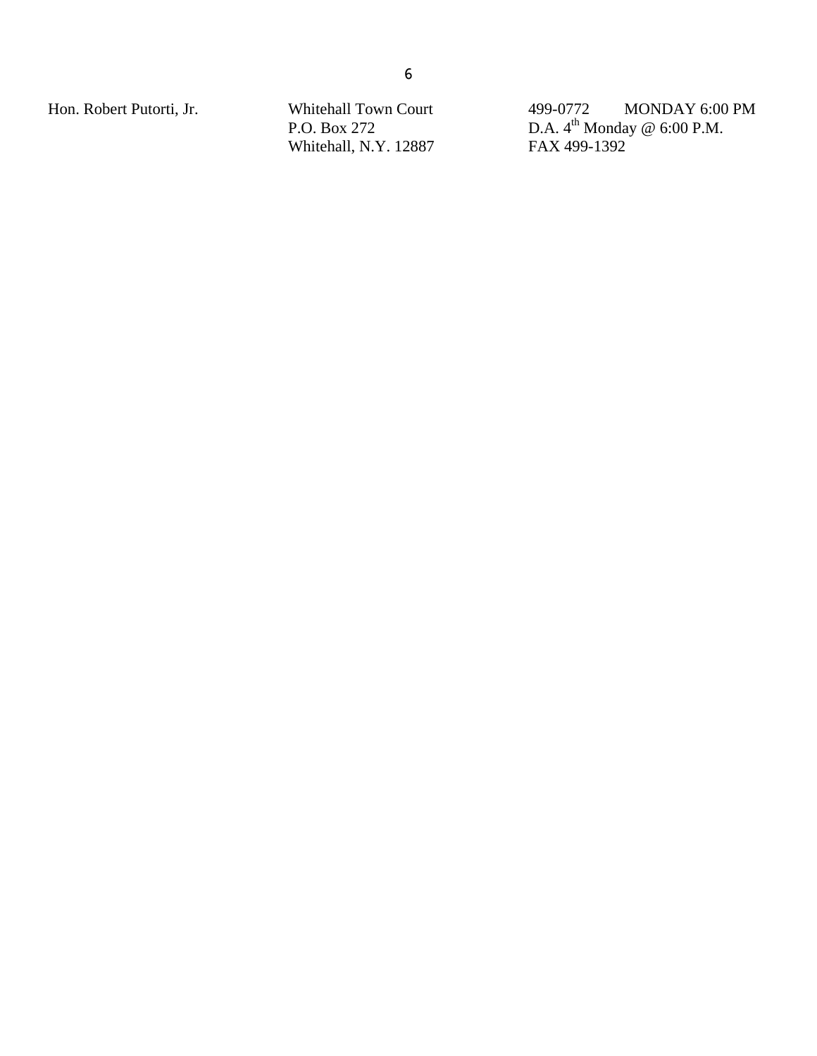| | | | |
|---|---|---|---|
| Hon. Robert Putorti, Jr. | Whitehall Town Court<br>P.O. Box 272<br>Whitehall, N.Y. 12887 | 499-0772<br>D.A. 4th Monday @ 6:00 P.M.<br>FAX 499-1392 | MONDAY 6:00 PM |